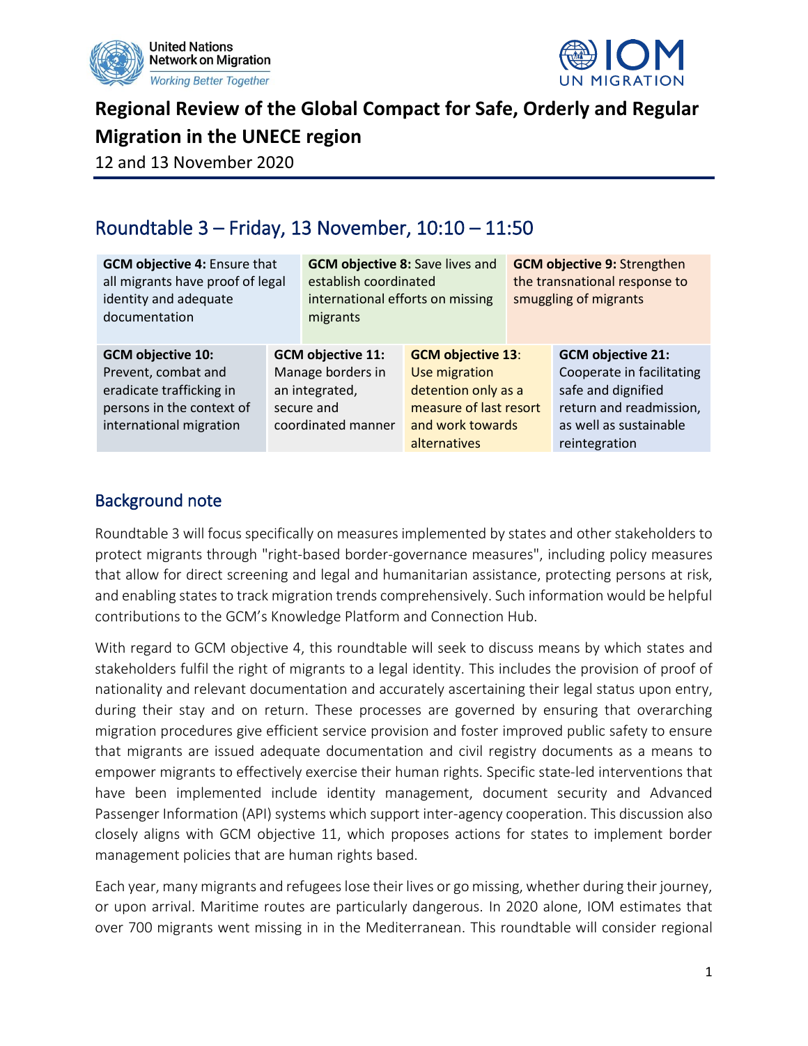# Regional Review of the Global Compact for Safe, Orderly and Regular Migration in the UNECE region

12 and 13 November 2020

## Roundtable 3 – Friday, 13 November, 10:10 – 11:50

| **GCM objective 4:** Ensure that all migrants have proof of legal identity and adequate documentation | **GCM objective 8:** Save lives and establish coordinated international efforts on missing migrants | **GCM objective 9:** Strengthen the transnational response to smuggling of migrants | |
|---|---|---|---|
| **GCM objective 10:** Prevent, combat and eradicate trafficking in persons in the context of international migration | **GCM objective 11:** Manage borders in an integrated, secure and coordinated manner | **GCM objective 13**: Use migration detention only as a measure of last resort and work towards alternatives | **GCM objective 21:** Cooperate in facilitating safe and dignified return and readmission, as well as sustainable reintegration |

## Background note

Roundtable 3 will focus specifically on measures implemented by states and other stakeholders to protect migrants through "right-based border-governance measures", including policy measures that allow for direct screening and legal and humanitarian assistance, protecting persons at risk, and enabling states to track migration trends comprehensively. Such information would be helpful contributions to the GCM's Knowledge Platform and Connection Hub.

With regard to GCM objective 4, this roundtable will seek to discuss means by which states and stakeholders fulfil the right of migrants to a legal identity. This includes the provision of proof of nationality and relevant documentation and accurately ascertaining their legal status upon entry, during their stay and on return. These processes are governed by ensuring that overarching migration procedures give efficient service provision and foster improved public safety to ensure that migrants are issued adequate documentation and civil registry documents as a means to empower migrants to effectively exercise their human rights. Specific state-led interventions that have been implemented include identity management, document security and Advanced Passenger Information (API) systems which support inter-agency cooperation. This discussion also closely aligns with GCM objective 11, which proposes actions for states to implement border management policies that are human rights based.

Each year, many migrants and refugees lose their lives or go missing, whether during their journey, or upon arrival. Maritime routes are particularly dangerous. In 2020 alone, IOM estimates that over 700 migrants went missing in in the Mediterranean. This roundtable will consider regional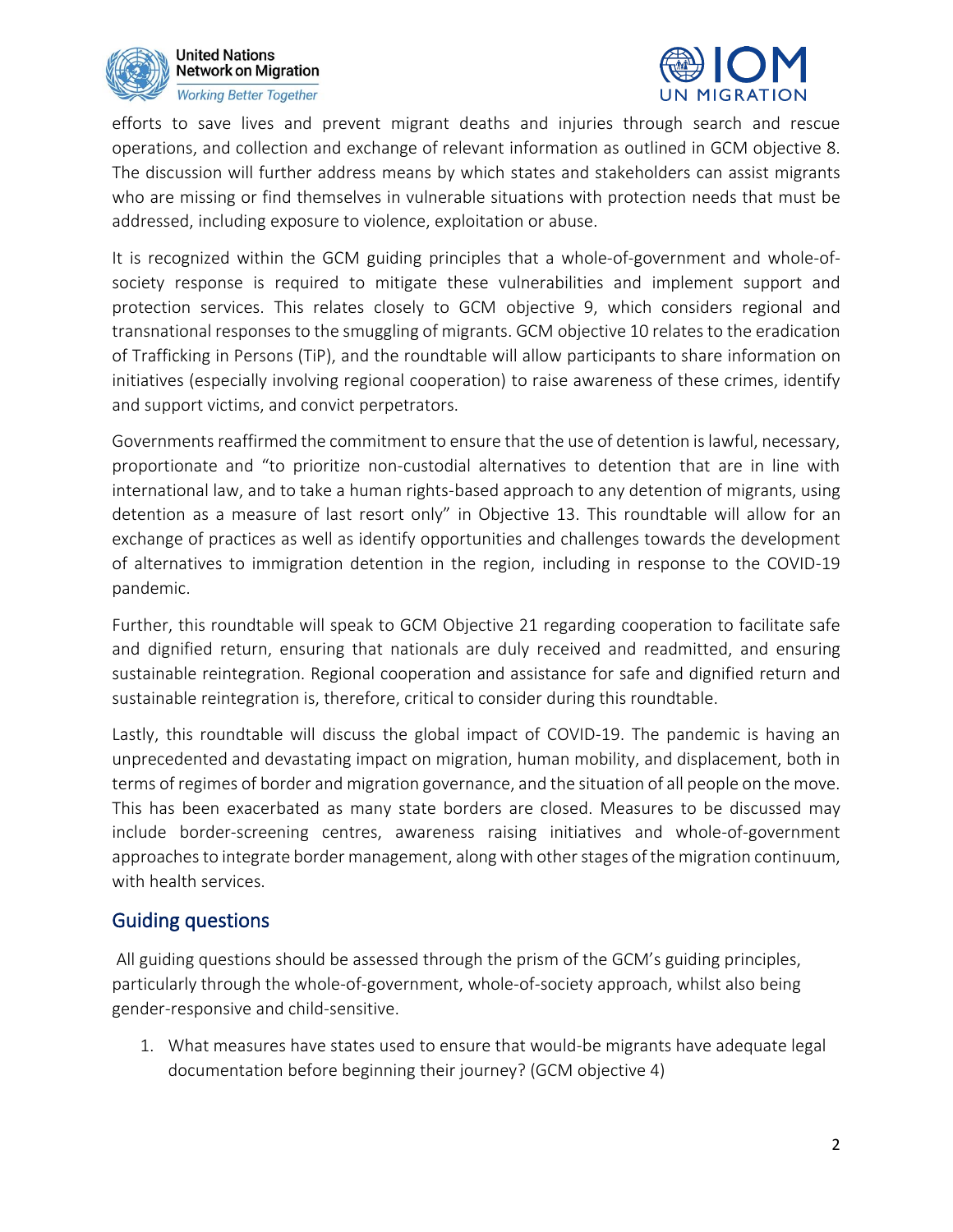efforts to save lives and prevent migrant deaths and injuries through search and rescue operations, and collection and exchange of relevant information as outlined in GCM objective 8. The discussion will further address means by which states and stakeholders can assist migrants who are missing or find themselves in vulnerable situations with protection needs that must be addressed, including exposure to violence, exploitation or abuse.

It is recognized within the GCM guiding principles that a whole-of-government and whole-of-society response is required to mitigate these vulnerabilities and implement support and protection services. This relates closely to GCM objective 9, which considers regional and transnational responses to the smuggling of migrants. GCM objective 10 relates to the eradication of Trafficking in Persons (TiP), and the roundtable will allow participants to share information on initiatives (especially involving regional cooperation) to raise awareness of these crimes, identify and support victims, and convict perpetrators.

Governments reaffirmed the commitment to ensure that the use of detention is lawful, necessary, proportionate and "to prioritize non-custodial alternatives to detention that are in line with international law, and to take a human rights-based approach to any detention of migrants, using detention as a measure of last resort only" in Objective 13. This roundtable will allow for an exchange of practices as well as identify opportunities and challenges towards the development of alternatives to immigration detention in the region, including in response to the COVID-19 pandemic.

Further, this roundtable will speak to GCM Objective 21 regarding cooperation to facilitate safe and dignified return, ensuring that nationals are duly received and readmitted, and ensuring sustainable reintegration. Regional cooperation and assistance for safe and dignified return and sustainable reintegration is, therefore, critical to consider during this roundtable.

Lastly, this roundtable will discuss the global impact of COVID-19. The pandemic is having an unprecedented and devastating impact on migration, human mobility, and displacement, both in terms of regimes of border and migration governance, and the situation of all people on the move. This has been exacerbated as many state borders are closed. Measures to be discussed may include border-screening centres, awareness raising initiatives and whole-of-government approaches to integrate border management, along with other stages of the migration continuum, with health services.

## Guiding questions

All guiding questions should be assessed through the prism of the GCM's guiding principles, particularly through the whole-of-government, whole-of-society approach, whilst also being gender-responsive and child-sensitive.

1. What measures have states used to ensure that would-be migrants have adequate legal documentation before beginning their journey? (GCM objective 4)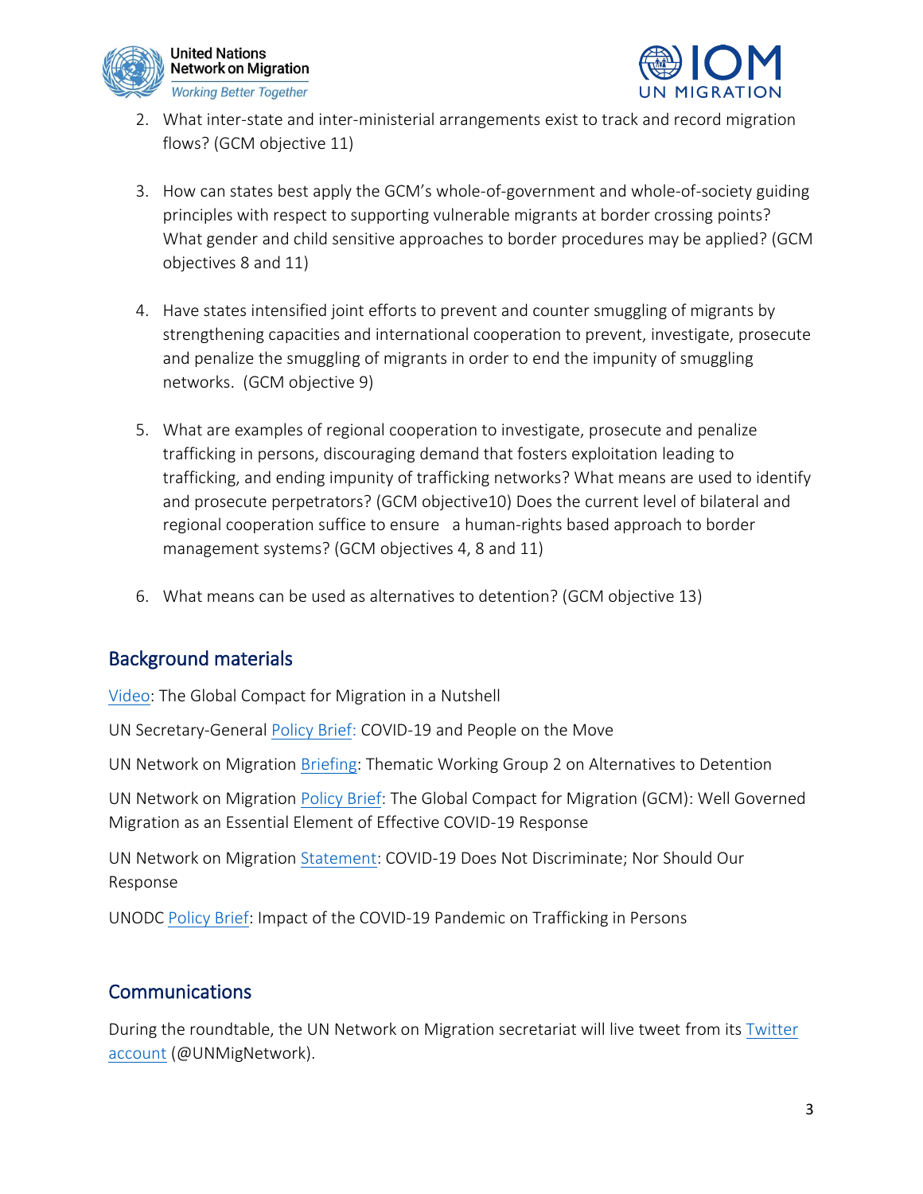2. What inter-state and inter-ministerial arrangements exist to track and record migration flows? (GCM objective 11)

3. How can states best apply the GCM's whole-of-government and whole-of-society guiding principles with respect to supporting vulnerable migrants at border crossing points? What gender and child sensitive approaches to border procedures may be applied? (GCM objectives 8 and 11)

4. Have states intensified joint efforts to prevent and counter smuggling of migrants by strengthening capacities and international cooperation to prevent, investigate, prosecute and penalize the smuggling of migrants in order to end the impunity of smuggling networks. (GCM objective 9)

5. What are examples of regional cooperation to investigate, prosecute and penalize trafficking in persons, discouraging demand that fosters exploitation leading to trafficking, and ending impunity of trafficking networks? What means are used to identify and prosecute perpetrators? (GCM objective10) Does the current level of bilateral and regional cooperation suffice to ensure a human-rights based approach to border management systems? (GCM objectives 4, 8 and 11)

6. What means can be used as alternatives to detention? (GCM objective 13)

## Background materials

Video: The Global Compact for Migration in a Nutshell

UN Secretary-General Policy Brief: COVID-19 and People on the Move

UN Network on Migration Briefing: Thematic Working Group 2 on Alternatives to Detention

UN Network on Migration Policy Brief: The Global Compact for Migration (GCM): Well Governed Migration as an Essential Element of Effective COVID-19 Response

UN Network on Migration Statement: COVID-19 Does Not Discriminate; Nor Should Our Response

UNODC Policy Brief: Impact of the COVID-19 Pandemic on Trafficking in Persons

## Communications

During the roundtable, the UN Network on Migration secretariat will live tweet from its Twitter account (@UNMigNetwork).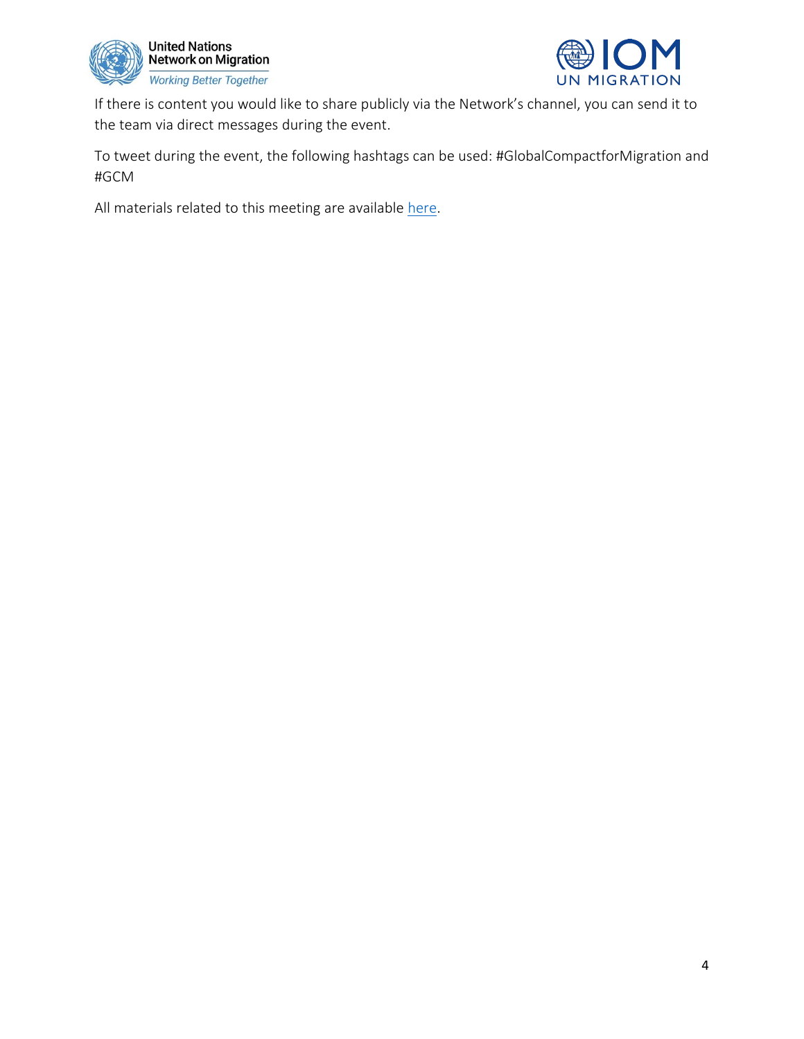If there is content you would like to share publicly via the Network's channel, you can send it to the team via direct messages during the event.

To tweet during the event, the following hashtags can be used: #GlobalCompactforMigration and #GCM

All materials related to this meeting are available here.